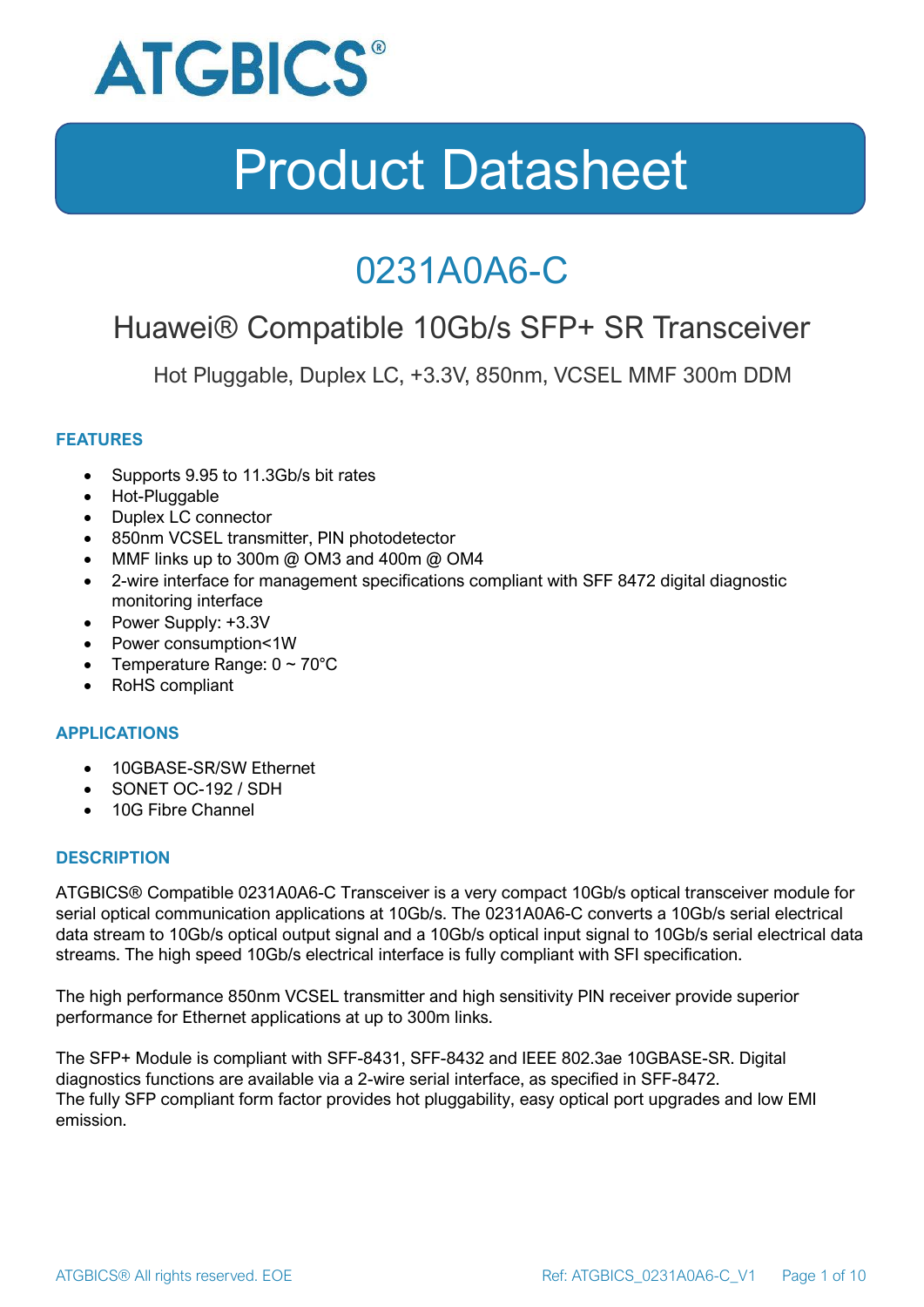ATGBICS®

# Product Datasheet

## 0231A0A6-C

### Huawei® Compatible 10Gb/s SFP+ SR Transceiver

Hot Pluggable, Duplex LC, +3.3V, 850nm, VCSEL MMF 300m DDM

#### FEATURES

- Supports 9.95 to 11.3Gb/s bit rates
- Hot-Pluggable
- Duplex LC connector
- 850nm VCSEL transmitter, PIN photodetector
- MMF links up to 300m @ OM3 and 400m @ OM4
- 2-wire interface for management specifications compliant with SFF 8472 digital diagnostic monitoring interface
- Power Supply: +3.3V
- Power consumption<1W
- Temperature Range: 0 ~ 70°C
- RoHS compliant

#### APPLICATIONS

- 10GBASE-SR/SW Ethernet
- SONET OC-192 / SDH
- 10G Fibre Channel

#### DESCRIPTION

ATGBICS® Compatible 0231A0A6-C Transceiver is a very compact 10Gb/s optical transceiver module for serial optical communication applications at 10Gb/s. The 0231A0A6-C converts a 10Gb/s serial electrical data stream to 10Gb/s optical output signal and a 10Gb/s optical input signal to 10Gb/s serial electrical data streams. The high speed 10Gb/s electrical interface is fully compliant with SFI specification.

The high performance 850nm VCSEL transmitter and high sensitivity PIN receiver provide superior performance for Ethernet applications at up to 300m links.

The SFP+ Module is compliant with SFF-8431, SFF-8432 and IEEE 802.3ae 10GBASE-SR. Digital diagnostics functions are available via a 2-wire serial interface, as specified in SFF-8472.
The fully SFP compliant form factor provides hot pluggability, easy optical port upgrades and low EMI emission.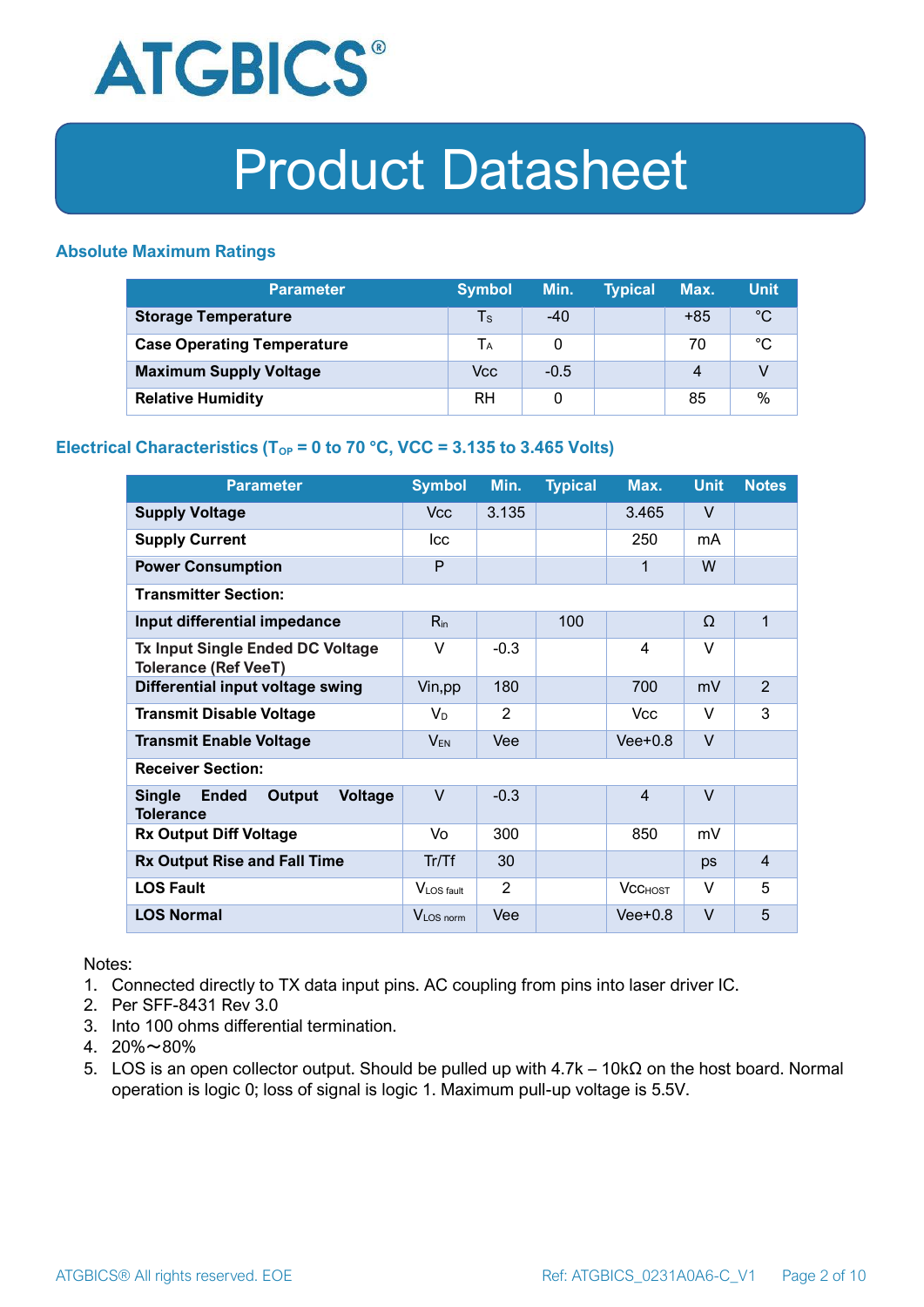## Absolute Maximum Ratings

| Parameter | Symbol | Min. | Typical | Max. | Unit |
|---|---|---|---|---|---|
| **Storage Temperature** | $T_S$ | -40 | | +85 | °C |
| **Case Operating Temperature** | $T_A$ | 0 | | 70 | °C |
| **Maximum Supply Voltage** | Vcc | -0.5 | | 4 | V |
| **Relative Humidity** | RH | 0 | | 85 | % |

## Electrical Characteristics ($T_{OP}$ = 0 to 70 °C, VCC = 3.135 to 3.465 Volts)

| Parameter | Symbol | Min. | Typical | Max. | Unit | Notes |
|---|---|---|---|---|---|---|
| **Supply Voltage** | Vcc | 3.135 | | 3.465 | V | |
| **Supply Current** | Icc | | | 250 | mA | |
| **Power Consumption** | P | | | 1 | W | |
| **Transmitter Section:** | | | | | | |
| **Input differential impedance** | $R_{in}$ | | 100 | | Ω | 1 |
| **Tx Input Single Ended DC Voltage Tolerance (Ref VeeT)** | V | -0.3 | | 4 | V | |
| **Differential input voltage swing** | Vin,pp | 180 | | 700 | mV | 2 |
| **Transmit Disable Voltage** | $V_D$ | 2 | | Vcc | V | 3 |
| **Transmit Enable Voltage** | $V_{EN}$ | Vee | | Vee+0.8 | V | |
| **Receiver Section:** | | | | | | |
| **Single Ended Output Voltage Tolerance** | V | -0.3 | | 4 | V | |
| **Rx Output Diff Voltage** | Vo | 300 | | 850 | mV | |
| **Rx Output Rise and Fall Time** | Tr/Tf | 30 | | | ps | 4 |
| **LOS Fault** | $V_{LOS\ fault}$ | 2 | | $Vcc_{HOST}$ | V | 5 |
| **LOS Normal** | $V_{LOS\ norm}$ | Vee | | Vee+0.8 | V | 5 |

Notes:

1. Connected directly to TX data input pins. AC coupling from pins into laser driver IC.
2. Per SFF-8431 Rev 3.0
3. Into 100 ohms differential termination.
4. 20%～80%
5. LOS is an open collector output. Should be pulled up with 4.7k – 10kΩ on the host board. Normal operation is logic 0; loss of signal is logic 1. Maximum pull-up voltage is 5.5V.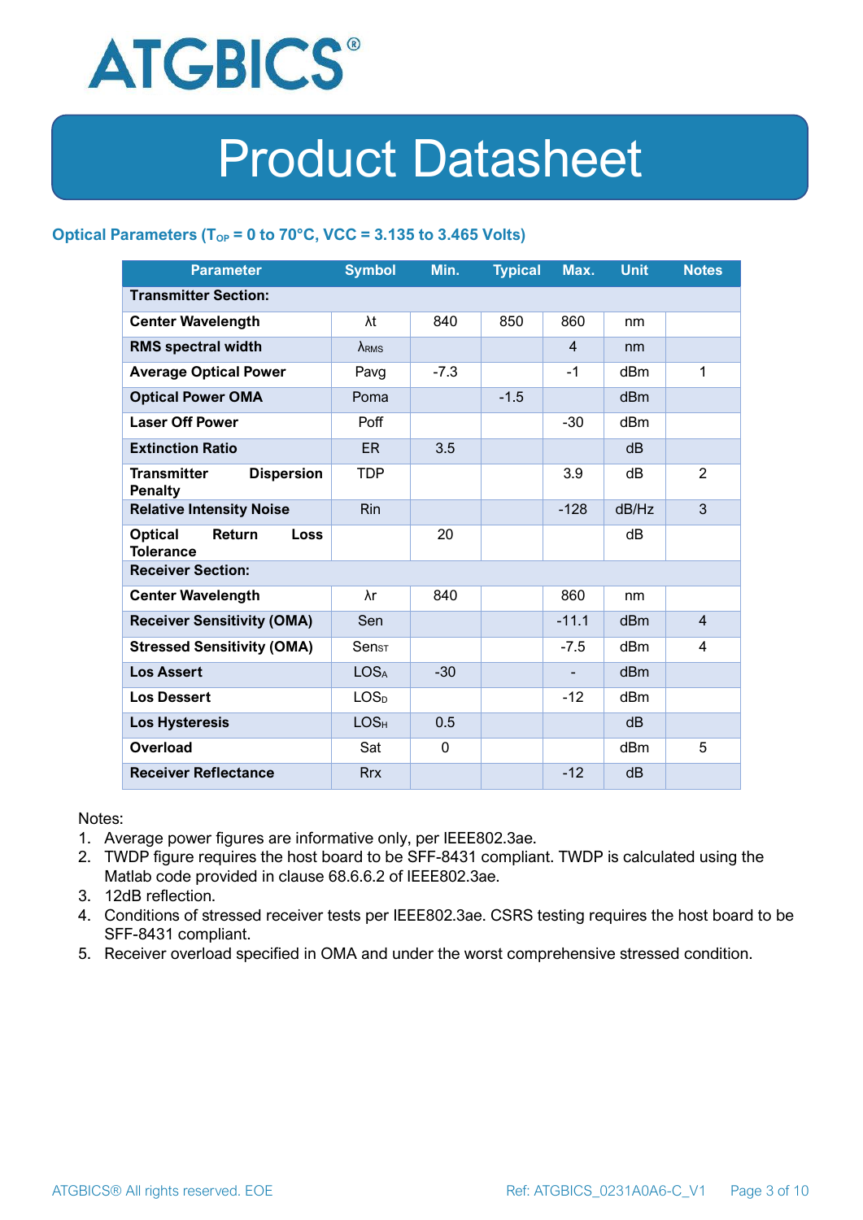# Product Datasheet

### Optical Parameters ($T_{OP}$ = 0 to 70°C, VCC = 3.135 to 3.465 Volts)

| Parameter | Symbol | Min. | Typical | Max. | Unit | Notes |
|---|---|---|---|---|---|---|
| **Transmitter Section:** | | | | | | |
| **Center Wavelength** | λt | 840 | 850 | 860 | nm | |
| **RMS spectral width** | $\lambda_{RMS}$ | | | 4 | nm | |
| **Average Optical Power** | Pavg | -7.3 | | -1 | dBm | 1 |
| **Optical Power OMA** | Poma | | -1.5 | | dBm | |
| **Laser Off Power** | Poff | | | -30 | dBm | |
| **Extinction Ratio** | ER | 3.5 | | | dB | |
| **Transmitter Dispersion Penalty** | TDP | | | 3.9 | dB | 2 |
| **Relative Intensity Noise** | Rin | | | -128 | dB/Hz | 3 |
| **Optical Return Loss Tolerance** | | 20 | | | dB | |
| **Receiver Section:** | | | | | | |
| **Center Wavelength** | λr | 840 | | 860 | nm | |
| **Receiver Sensitivity (OMA)** | Sen | | | -11.1 | dBm | 4 |
| **Stressed Sensitivity (OMA)** | $Sen_{ST}$ | | | -7.5 | dBm | 4 |
| **Los Assert** | $LOS_A$ | -30 | | - | dBm | |
| **Los Dessert** | $LOS_D$ | | | -12 | dBm | |
| **Los Hysteresis** | $LOS_H$ | 0.5 | | | dB | |
| **Overload** | Sat | 0 | | | dBm | 5 |
| **Receiver Reflectance** | Rrx | | | -12 | dB | |

Notes:

1. Average power figures are informative only, per IEEE802.3ae.
2. TWDP figure requires the host board to be SFF-8431 compliant. TWDP is calculated using the Matlab code provided in clause 68.6.6.2 of IEEE802.3ae.
3. 12dB reflection.
4. Conditions of stressed receiver tests per IEEE802.3ae. CSRS testing requires the host board to be SFF-8431 compliant.
5. Receiver overload specified in OMA and under the worst comprehensive stressed condition.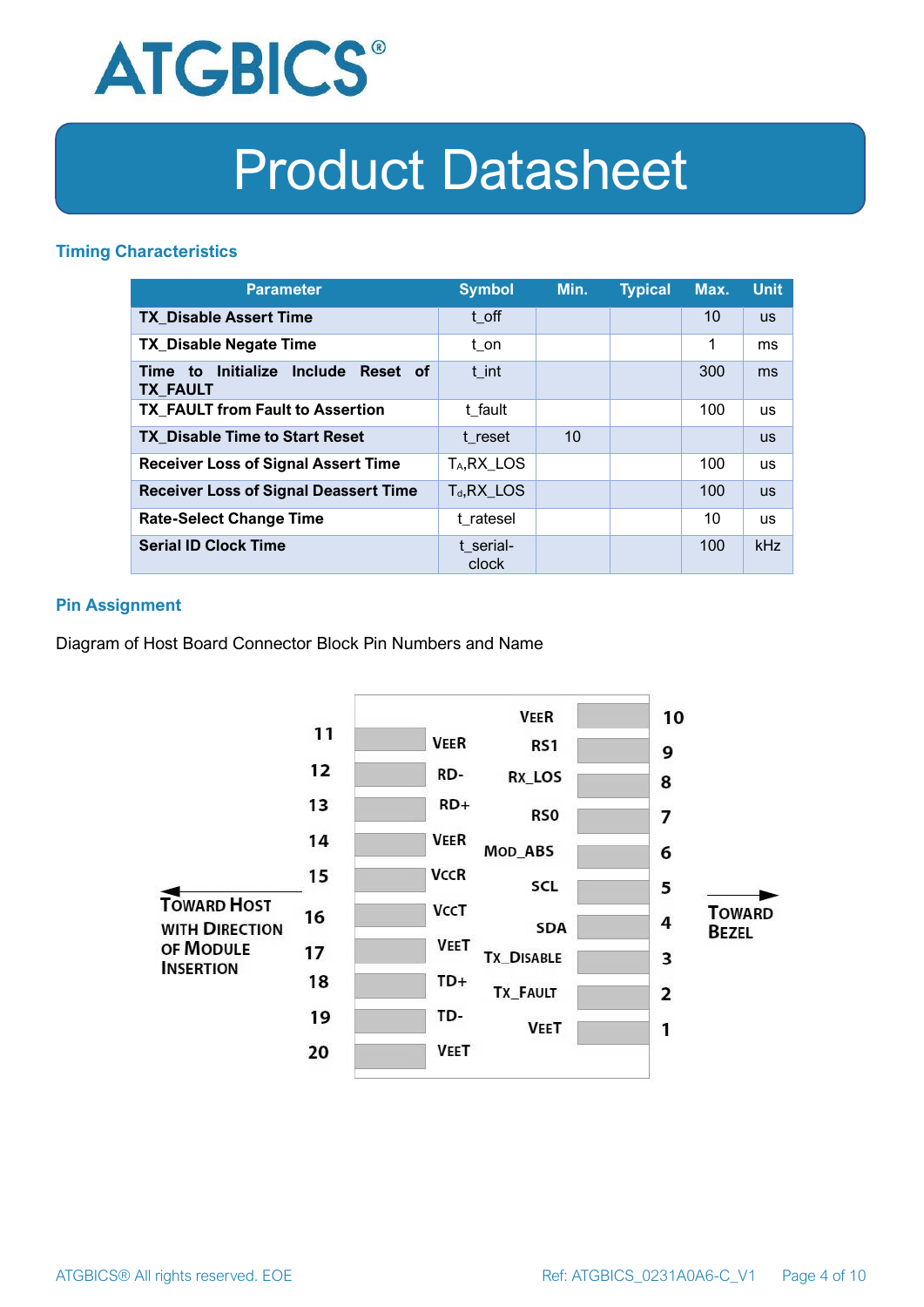## Timing Characteristics

| Parameter | Symbol | Min. | Typical | Max. | Unit |
|---|---|---|---|---|---|
| **TX_Disable Assert Time** | t_off | | | 10 | us |
| **TX_Disable Negate Time** | t_on | | | 1 | ms |
| **Time to Initialize Include Reset of TX_FAULT** | t_int | | | 300 | ms |
| **TX_FAULT from Fault to Assertion** | t_fault | | | 100 | us |
| **TX_Disable Time to Start Reset** | t_reset | 10 | | | us |
| **Receiver Loss of Signal Assert Time** | $T_A$,RX_LOS | | | 100 | us |
| **Receiver Loss of Signal Deassert Time** | $T_d$,RX_LOS | | | 100 | us |
| **Rate-Select Change Time** | t_ratesel | | | 10 | us |
| **Serial ID Clock Time** | t_serial-clock | | | 100 | kHz |

## Pin Assignment

Diagram of Host Board Connector Block Pin Numbers and Name

| Pin | Name | Pin | Name |
|---|---|---|---|
| 11 | VEER | 10 | VEER |
| 12 | RD- | 9 | RS1 |
| 13 | RD+ | 8 | RX_LOS |
| 14 | VEER | 7 | RS0 |
| 15 | VCCR | 6 | MOD_ABS |
| 16 | VCCT | 5 | SCL |
| 17 | VEET | 4 | SDA |
| 18 | TD+ | 3 | TX_DISABLE |
| 19 | TD- | 2 | TX_FAULT |
| 20 | VEET | 1 | VEET |

TOWARD HOST WITH DIRECTION OF MODULE INSERTION ← → TOWARD BEZEL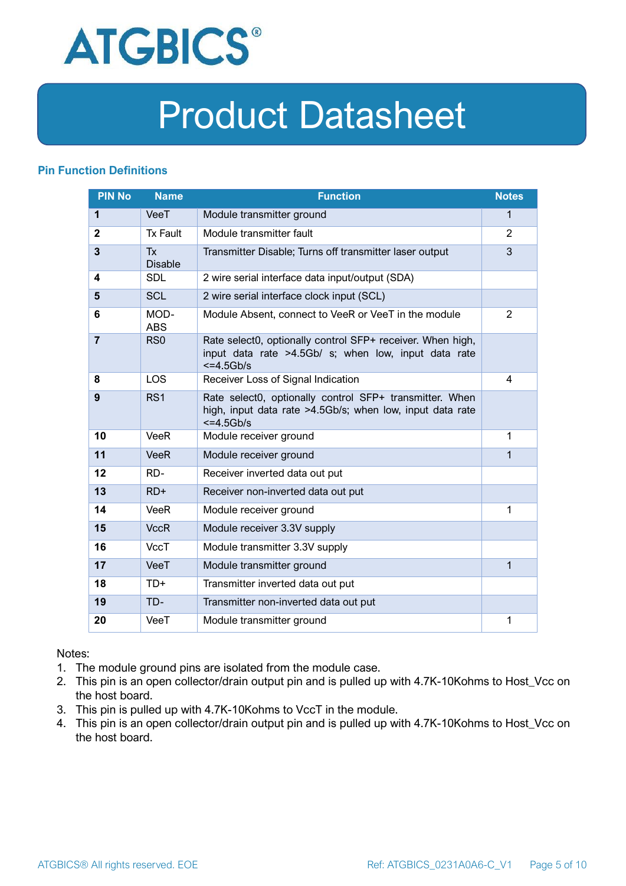## Pin Function Definitions

| PIN No | Name | Function | Notes |
|---|---|---|---|
| **1** | VeeT | Module transmitter ground | 1 |
| **2** | Tx Fault | Module transmitter fault | 2 |
| **3** | Tx Disable | Transmitter Disable; Turns off transmitter laser output | 3 |
| **4** | SDL | 2 wire serial interface data input/output (SDA) | |
| **5** | SCL | 2 wire serial interface clock input (SCL) | |
| **6** | MOD-ABS | Module Absent, connect to VeeR or VeeT in the module | 2 |
| **7** | RS0 | Rate select0, optionally control SFP+ receiver. When high, input data rate >4.5Gb/ s; when low, input data rate <=4.5Gb/s | |
| **8** | LOS | Receiver Loss of Signal Indication | 4 |
| **9** | RS1 | Rate select0, optionally control SFP+ transmitter. When high, input data rate >4.5Gb/s; when low, input data rate <=4.5Gb/s | |
| **10** | VeeR | Module receiver ground | 1 |
| **11** | VeeR | Module receiver ground | 1 |
| **12** | RD- | Receiver inverted data out put | |
| **13** | RD+ | Receiver non-inverted data out put | |
| **14** | VeeR | Module receiver ground | 1 |
| **15** | VccR | Module receiver 3.3V supply | |
| **16** | VccT | Module transmitter 3.3V supply | |
| **17** | VeeT | Module transmitter ground | 1 |
| **18** | TD+ | Transmitter inverted data out put | |
| **19** | TD- | Transmitter non-inverted data out put | |
| **20** | VeeT | Module transmitter ground | 1 |

Notes:

1. The module ground pins are isolated from the module case.
2. This pin is an open collector/drain output pin and is pulled up with 4.7K-10Kohms to Host_Vcc on the host board.
3. This pin is pulled up with 4.7K-10Kohms to VccT in the module.
4. This pin is an open collector/drain output pin and is pulled up with 4.7K-10Kohms to Host_Vcc on the host board.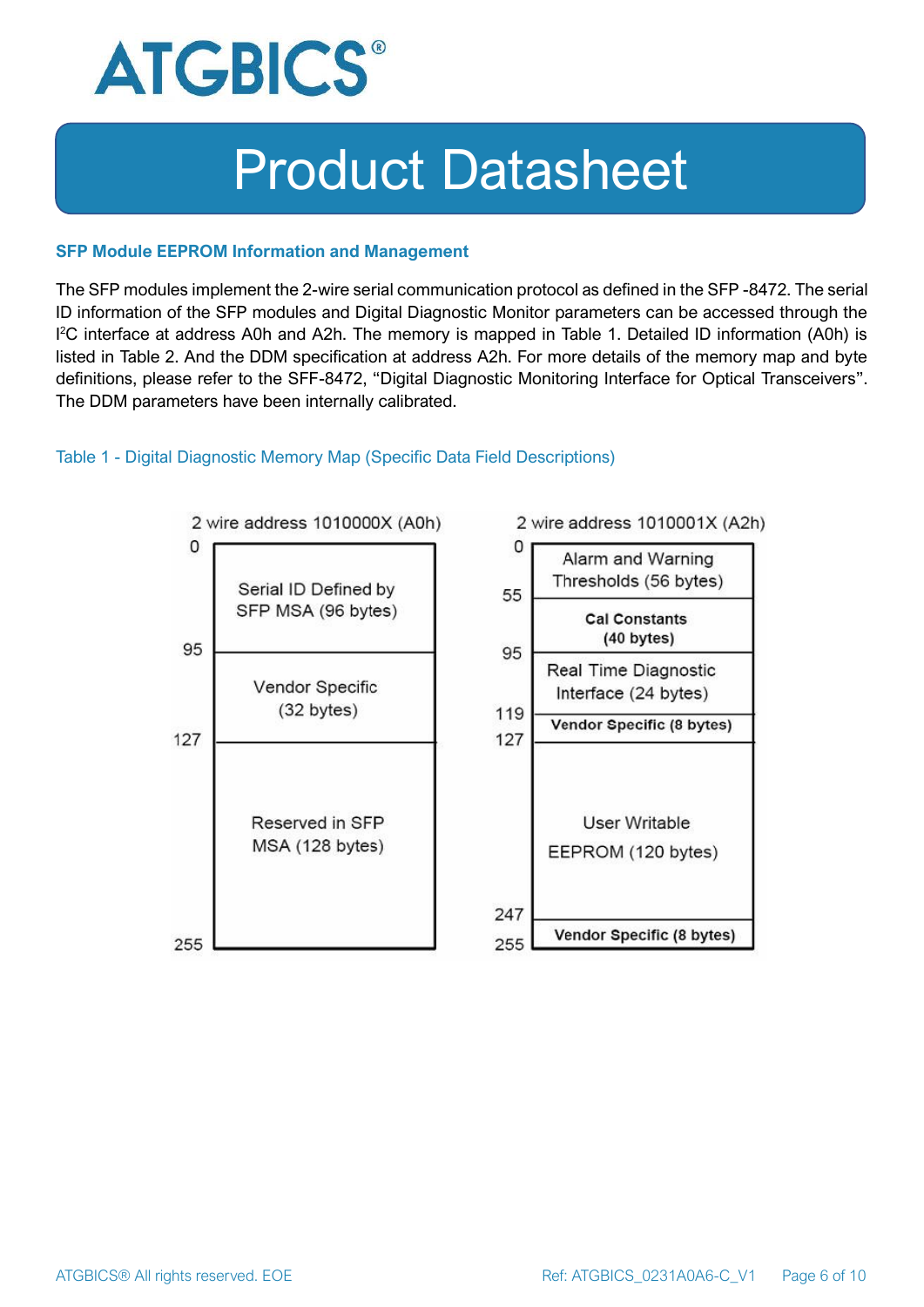### SFP Module EEPROM Information and Management

The SFP modules implement the 2-wire serial communication protocol as defined in the SFP -8472. The serial ID information of the SFP modules and Digital Diagnostic Monitor parameters can be accessed through the $I^2C$ interface at address A0h and A2h. The memory is mapped in Table 1. Detailed ID information (A0h) is listed in Table 2. And the DDM specification at address A2h. For more details of the memory map and byte definitions, please refer to the SFF-8472, “Digital Diagnostic Monitoring Interface for Optical Transceivers”. The DDM parameters have been internally calibrated.

Table 1 - Digital Diagnostic Memory Map (Specific Data Field Descriptions)

**2 wire address 1010000X (A0h)**

| Address | Description |
| --- | --- |
| 0 – 95 | Serial ID Defined by SFP MSA (96 bytes) |
| 95 – 127 | Vendor Specific (32 bytes) |
| 127 – 255 | Reserved in SFP MSA (128 bytes) |

**2 wire address 1010001X (A2h)**

| Address | Description |
| --- | --- |
| 0 – 55 | Alarm and Warning Thresholds (56 bytes) |
| 55 – 95 | Cal Constants (40 bytes) |
| 95 – 119 | Real Time Diagnostic Interface (24 bytes) |
| 119 – 127 | Vendor Specific (8 bytes) |
| 127 – 247 | User Writable EEPROM (120 bytes) |
| 247 – 255 | Vendor Specific (8 bytes) |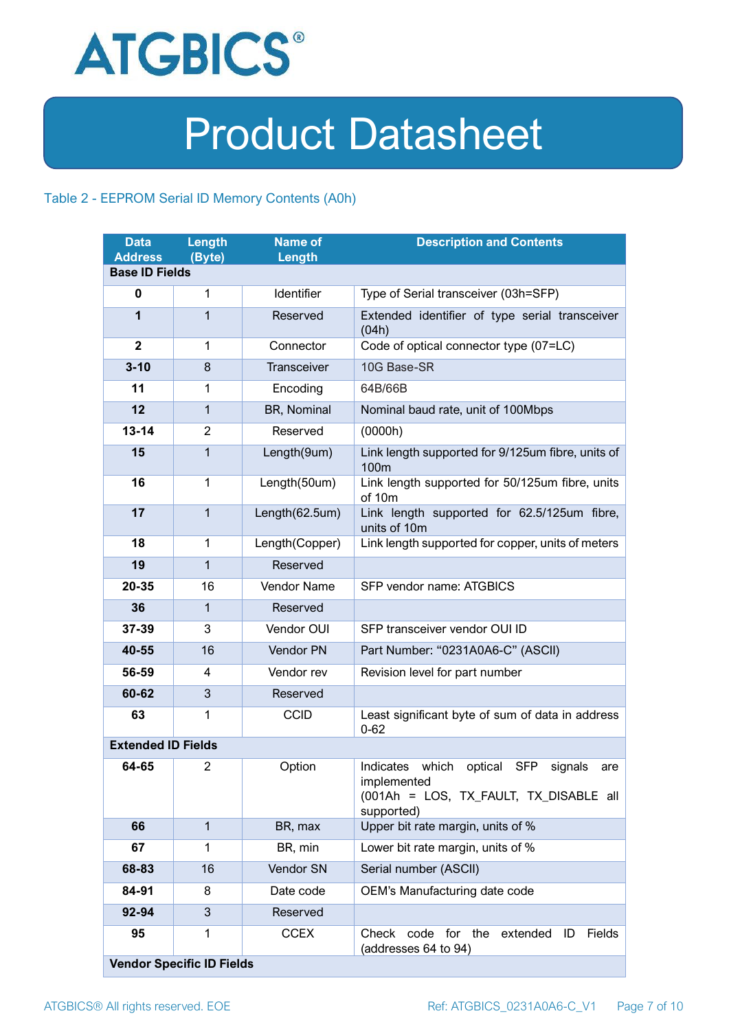Table 2 - EEPROM Serial ID Memory Contents (A0h)

| Data Address | Length (Byte) | Name of Length | Description and Contents |
|---|---|---|---|
| **Base ID Fields** | | | |
| **0** | 1 | Identifier | Type of Serial transceiver (03h=SFP) |
| **1** | 1 | Reserved | Extended identifier of type serial transceiver (04h) |
| **2** | 1 | Connector | Code of optical connector type (07=LC) |
| **3-10** | 8 | Transceiver | 10G Base-SR |
| **11** | 1 | Encoding | 64B/66B |
| **12** | 1 | BR, Nominal | Nominal baud rate, unit of 100Mbps |
| **13-14** | 2 | Reserved | (0000h) |
| **15** | 1 | Length(9um) | Link length supported for 9/125um fibre, units of 100m |
| **16** | 1 | Length(50um) | Link length supported for 50/125um fibre, units of 10m |
| **17** | 1 | Length(62.5um) | Link length supported for 62.5/125um fibre, units of 10m |
| **18** | 1 | Length(Copper) | Link length supported for copper, units of meters |
| **19** | 1 | Reserved | |
| **20-35** | 16 | Vendor Name | SFP vendor name: ATGBICS |
| **36** | 1 | Reserved | |
| **37-39** | 3 | Vendor OUI | SFP transceiver vendor OUI ID |
| **40-55** | 16 | Vendor PN | Part Number: “0231A0A6-C” (ASCII) |
| **56-59** | 4 | Vendor rev | Revision level for part number |
| **60-62** | 3 | Reserved | |
| **63** | 1 | CCID | Least significant byte of sum of data in address 0-62 |
| **Extended ID Fields** | | | |
| **64-65** | 2 | Option | Indicates which optical SFP signals are implemented (001Ah = LOS, TX_FAULT, TX_DISABLE all supported) |
| **66** | 1 | BR, max | Upper bit rate margin, units of % |
| **67** | 1 | BR, min | Lower bit rate margin, units of % |
| **68-83** | 16 | Vendor SN | Serial number (ASCII) |
| **84-91** | 8 | Date code | OEM’s Manufacturing date code |
| **92-94** | 3 | Reserved | |
| **95** | 1 | CCEX | Check code for the extended ID Fields (addresses 64 to 94) |
| **Vendor Specific ID Fields** | | | |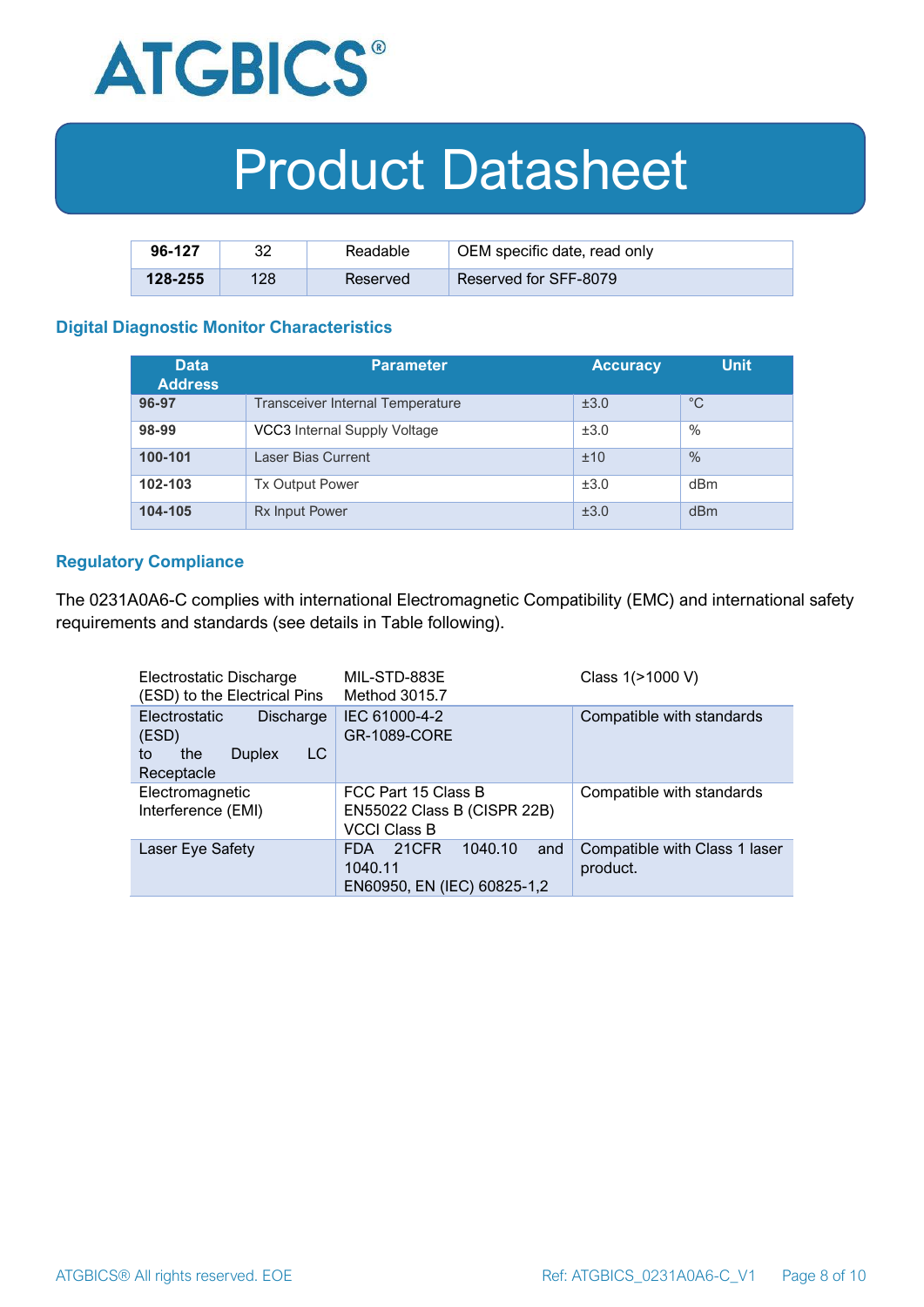| 96-127 | 32 | Readable | OEM specific date, read only |
|---|---|---|---|
| 128-255 | 128 | Reserved | Reserved for SFF-8079 |

### Digital Diagnostic Monitor Characteristics

| Data Address | Parameter | Accuracy | Unit |
|---|---|---|---|
| 96-97 | Transceiver Internal Temperature | ±3.0 | °C |
| 98-99 | VCC3 Internal Supply Voltage | ±3.0 | % |
| 100-101 | Laser Bias Current | ±10 | % |
| 102-103 | Tx Output Power | ±3.0 | dBm |
| 104-105 | Rx Input Power | ±3.0 | dBm |

### Regulatory Compliance

The 0231A0A6-C complies with international Electromagnetic Compatibility (EMC) and international safety requirements and standards (see details in Table following).

| Electrostatic Discharge (ESD) to the Electrical Pins | MIL-STD-883E Method 3015.7 | Class 1(>1000 V) |
|---|---|---|
| Electrostatic Discharge (ESD) to the Duplex LC Receptacle | IEC 61000-4-2 GR-1089-CORE | Compatible with standards |
| Electromagnetic Interference (EMI) | FCC Part 15 Class B EN55022 Class B (CISPR 22B) VCCI Class B | Compatible with standards |
| Laser Eye Safety | FDA 21CFR 1040.10 and 1040.11 EN60950, EN (IEC) 60825-1,2 | Compatible with Class 1 laser product. |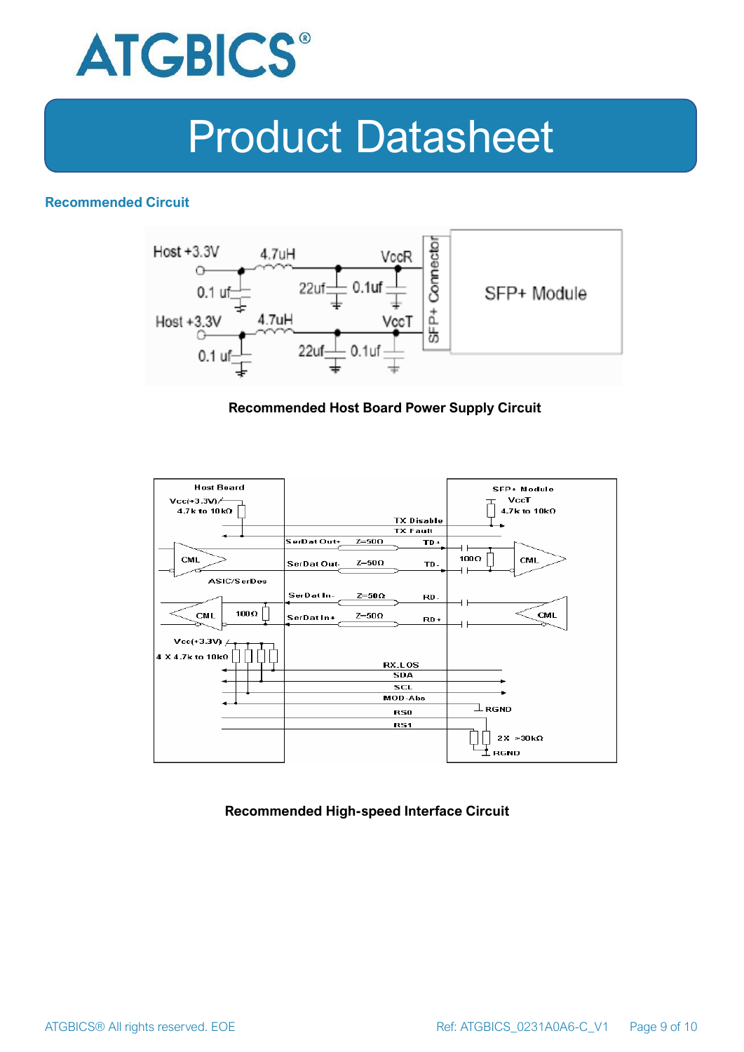## Recommended Circuit

Recommended Host Board Power Supply Circuit

Recommended High-speed Interface Circuit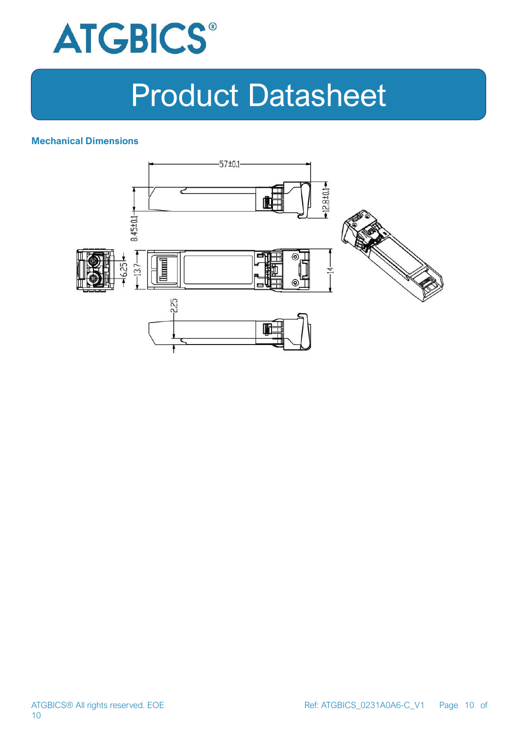## Mechanical Dimensions

57±0.1

12.8±0.1

8.45±0.1

6.25

13.7

14

2.25